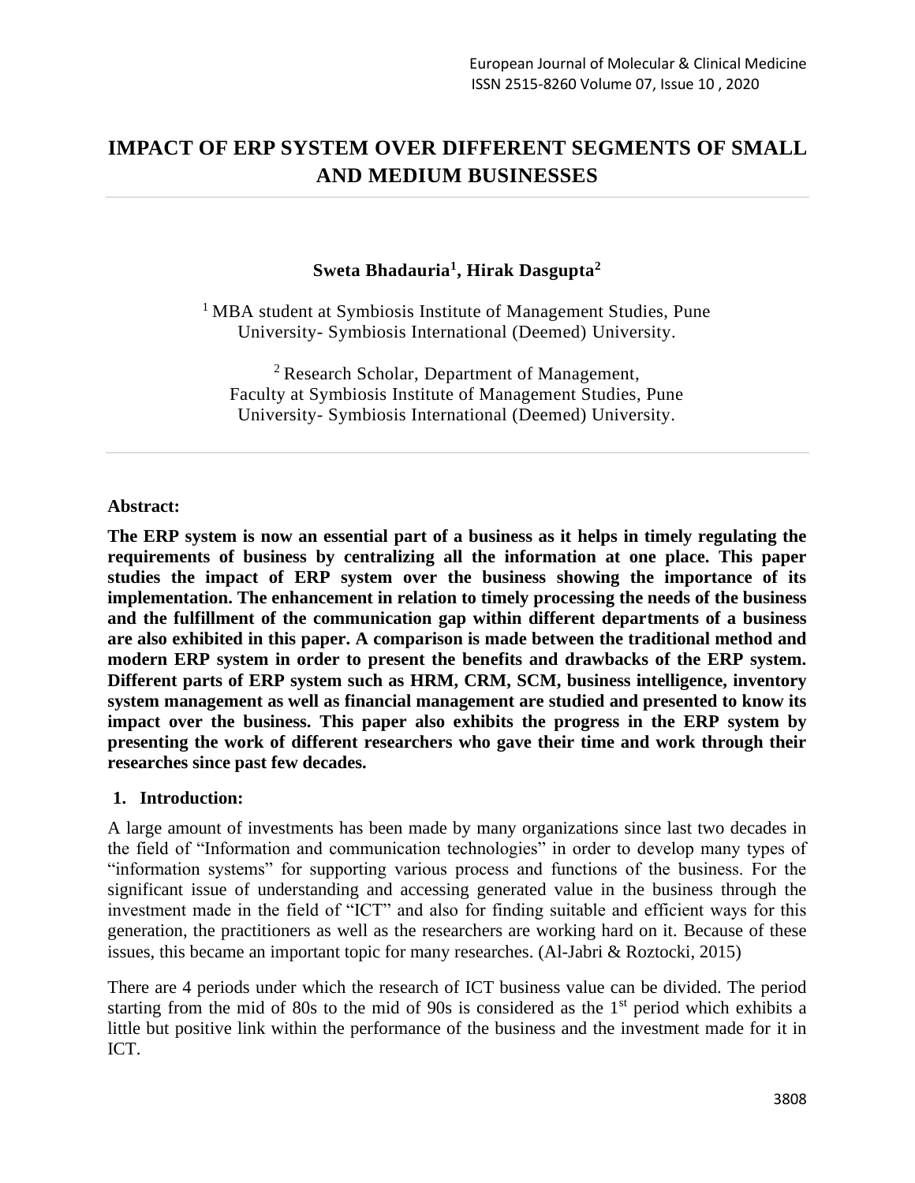# IMPACT OF ERP SYSTEM OVER DIFFERENT SEGMENTS OF SMALL AND MEDIUM BUSINESSES

**Sweta Bhadauria[1], Hirak Dasgupta[2]**

[1] MBA student at Symbiosis Institute of Management Studies, Pune University- Symbiosis International (Deemed) University.

[2] Research Scholar, Department of Management, Faculty at Symbiosis Institute of Management Studies, Pune University- Symbiosis International (Deemed) University.

**Abstract:**

**The ERP system is now an essential part of a business as it helps in timely regulating the requirements of business by centralizing all the information at one place. This paper studies the impact of ERP system over the business showing the importance of its implementation. The enhancement in relation to timely processing the needs of the business and the fulfillment of the communication gap within different departments of a business are also exhibited in this paper. A comparison is made between the traditional method and modern ERP system in order to present the benefits and drawbacks of the ERP system. Different parts of ERP system such as HRM, CRM, SCM, business intelligence, inventory system management as well as financial management are studied and presented to know its impact over the business. This paper also exhibits the progress in the ERP system by presenting the work of different researchers who gave their time and work through their researches since past few decades.**

## 1. Introduction:

A large amount of investments has been made by many organizations since last two decades in the field of "Information and communication technologies" in order to develop many types of "information systems" for supporting various process and functions of the business. For the significant issue of understanding and accessing generated value in the business through the investment made in the field of "ICT" and also for finding suitable and efficient ways for this generation, the practitioners as well as the researchers are working hard on it. Because of these issues, this became an important topic for many researches. (Al-Jabri & Roztocki, 2015)

There are 4 periods under which the research of ICT business value can be divided. The period starting from the mid of 80s to the mid of 90s is considered as the 1st period which exhibits a little but positive link within the performance of the business and the investment made for it in ICT.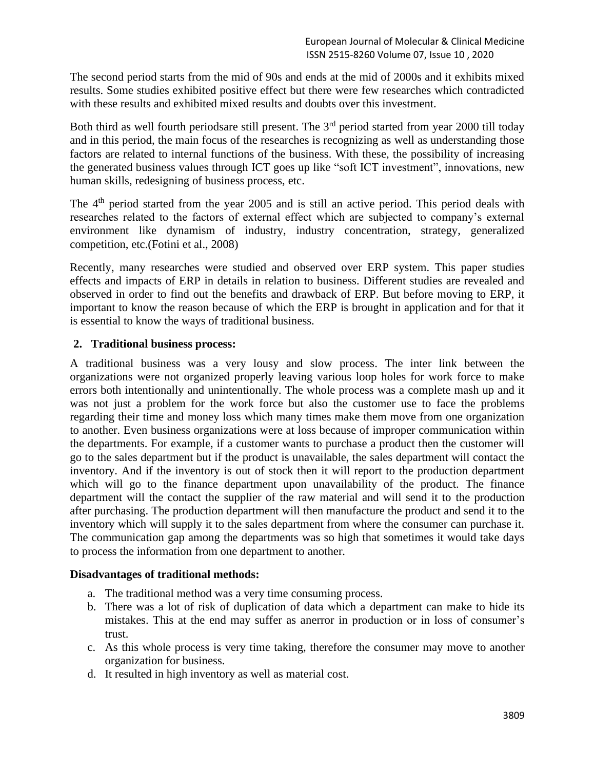The second period starts from the mid of 90s and ends at the mid of 2000s and it exhibits mixed results. Some studies exhibited positive effect but there were few researches which contradicted with these results and exhibited mixed results and doubts over this investment.

Both third as well fourth periodsare still present. The 3rd period started from year 2000 till today and in this period, the main focus of the researches is recognizing as well as understanding those factors are related to internal functions of the business. With these, the possibility of increasing the generated business values through ICT goes up like "soft ICT investment", innovations, new human skills, redesigning of business process, etc.

The 4th period started from the year 2005 and is still an active period. This period deals with researches related to the factors of external effect which are subjected to company's external environment like dynamism of industry, industry concentration, strategy, generalized competition, etc.(Fotini et al., 2008)

Recently, many researches were studied and observed over ERP system. This paper studies effects and impacts of ERP in details in relation to business. Different studies are revealed and observed in order to find out the benefits and drawback of ERP. But before moving to ERP, it important to know the reason because of which the ERP is brought in application and for that it is essential to know the ways of traditional business.

## 2. Traditional business process:

A traditional business was a very lousy and slow process. The inter link between the organizations were not organized properly leaving various loop holes for work force to make errors both intentionally and unintentionally. The whole process was a complete mash up and it was not just a problem for the work force but also the customer use to face the problems regarding their time and money loss which many times make them move from one organization to another. Even business organizations were at loss because of improper communication within the departments. For example, if a customer wants to purchase a product then the customer will go to the sales department but if the product is unavailable, the sales department will contact the inventory. And if the inventory is out of stock then it will report to the production department which will go to the finance department upon unavailability of the product. The finance department will the contact the supplier of the raw material and will send it to the production after purchasing. The production department will then manufacture the product and send it to the inventory which will supply it to the sales department from where the consumer can purchase it. The communication gap among the departments was so high that sometimes it would take days to process the information from one department to another.

**Disadvantages of traditional methods:**

a. The traditional method was a very time consuming process.
b. There was a lot of risk of duplication of data which a department can make to hide its mistakes. This at the end may suffer as anerror in production or in loss of consumer's trust.
c. As this whole process is very time taking, therefore the consumer may move to another organization for business.
d. It resulted in high inventory as well as material cost.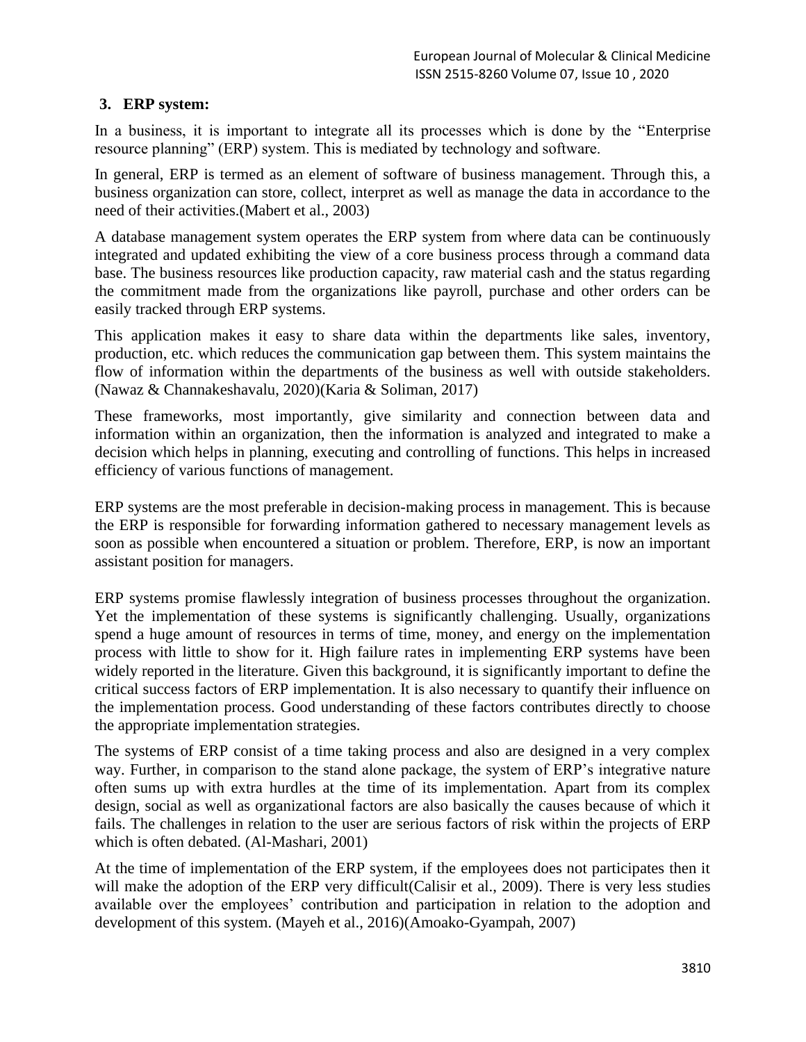## 3. ERP system:

In a business, it is important to integrate all its processes which is done by the "Enterprise resource planning" (ERP) system. This is mediated by technology and software.

In general, ERP is termed as an element of software of business management. Through this, a business organization can store, collect, interpret as well as manage the data in accordance to the need of their activities.(Mabert et al., 2003)

A database management system operates the ERP system from where data can be continuously integrated and updated exhibiting the view of a core business process through a command data base. The business resources like production capacity, raw material cash and the status regarding the commitment made from the organizations like payroll, purchase and other orders can be easily tracked through ERP systems.

This application makes it easy to share data within the departments like sales, inventory, production, etc. which reduces the communication gap between them. This system maintains the flow of information within the departments of the business as well with outside stakeholders. (Nawaz & Channakeshavalu, 2020)(Karia & Soliman, 2017)

These frameworks, most importantly, give similarity and connection between data and information within an organization, then the information is analyzed and integrated to make a decision which helps in planning, executing and controlling of functions. This helps in increased efficiency of various functions of management.

ERP systems are the most preferable in decision-making process in management. This is because the ERP is responsible for forwarding information gathered to necessary management levels as soon as possible when encountered a situation or problem. Therefore, ERP, is now an important assistant position for managers.

ERP systems promise flawlessly integration of business processes throughout the organization. Yet the implementation of these systems is significantly challenging. Usually, organizations spend a huge amount of resources in terms of time, money, and energy on the implementation process with little to show for it. High failure rates in implementing ERP systems have been widely reported in the literature. Given this background, it is significantly important to define the critical success factors of ERP implementation. It is also necessary to quantify their influence on the implementation process. Good understanding of these factors contributes directly to choose the appropriate implementation strategies.

The systems of ERP consist of a time taking process and also are designed in a very complex way. Further, in comparison to the stand alone package, the system of ERP's integrative nature often sums up with extra hurdles at the time of its implementation. Apart from its complex design, social as well as organizational factors are also basically the causes because of which it fails. The challenges in relation to the user are serious factors of risk within the projects of ERP which is often debated. (Al-Mashari, 2001)

At the time of implementation of the ERP system, if the employees does not participates then it will make the adoption of the ERP very difficult(Calisir et al., 2009). There is very less studies available over the employees' contribution and participation in relation to the adoption and development of this system. (Mayeh et al., 2016)(Amoako-Gyampah, 2007)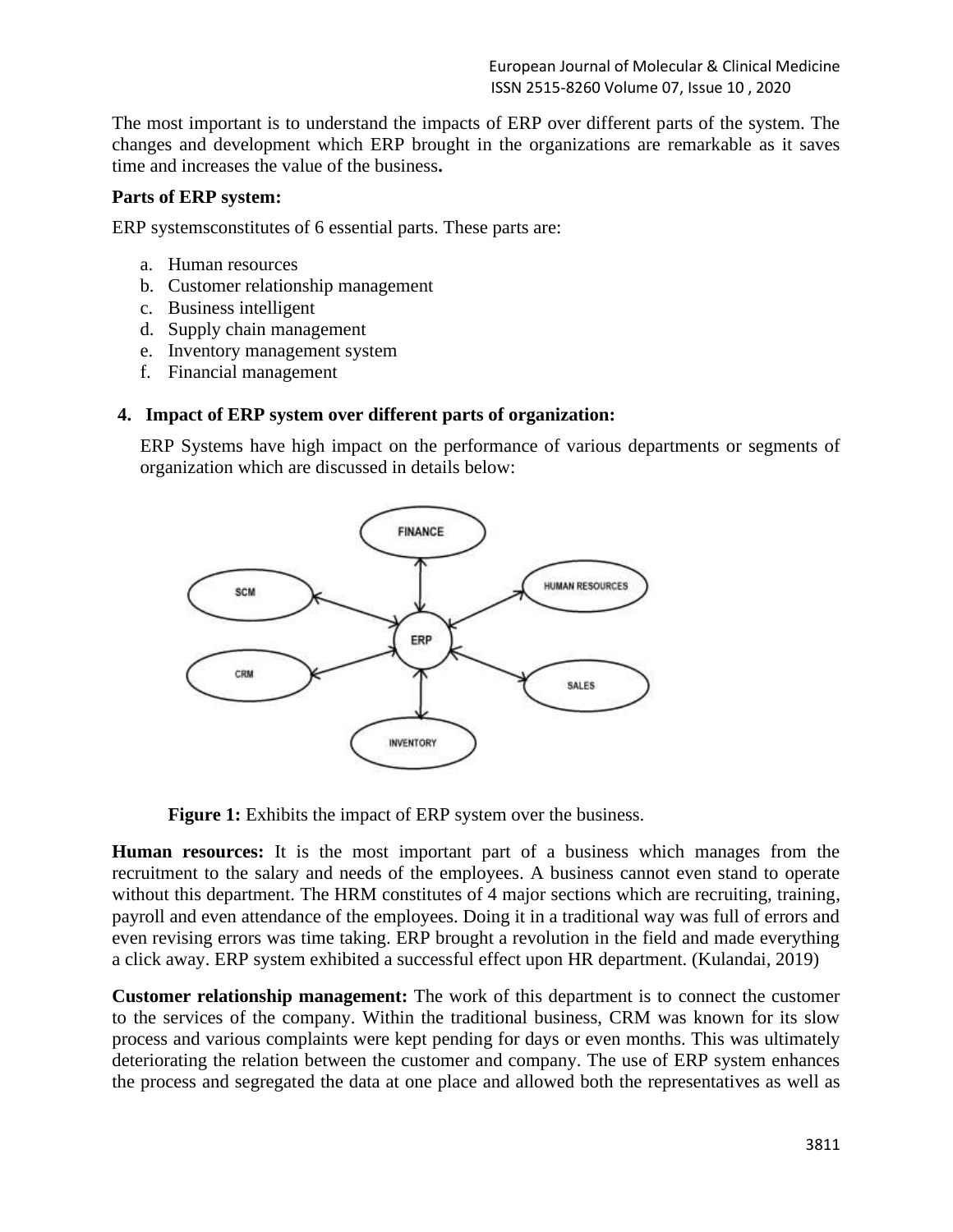The most important is to understand the impacts of ERP over different parts of the system. The changes and development which ERP brought in the organizations are remarkable as it saves time and increases the value of the business**.**

**Parts of ERP system:**

ERP systemsconstitutes of 6 essential parts. These parts are:

a. Human resources
b. Customer relationship management
c. Business intelligent
d. Supply chain management
e. Inventory management system
f. Financial management

## 4. Impact of ERP system over different parts of organization:

ERP Systems have high impact on the performance of various departments or segments of organization which are discussed in details below:

**Figure 1:** Exhibits the impact of ERP system over the business.

**Human resources:** It is the most important part of a business which manages from the recruitment to the salary and needs of the employees. A business cannot even stand to operate without this department. The HRM constitutes of 4 major sections which are recruiting, training, payroll and even attendance of the employees. Doing it in a traditional way was full of errors and even revising errors was time taking. ERP brought a revolution in the field and made everything a click away. ERP system exhibited a successful effect upon HR department. (Kulandai, 2019)

**Customer relationship management:** The work of this department is to connect the customer to the services of the company. Within the traditional business, CRM was known for its slow process and various complaints were kept pending for days or even months. This was ultimately deteriorating the relation between the customer and company. The use of ERP system enhances the process and segregated the data at one place and allowed both the representatives as well as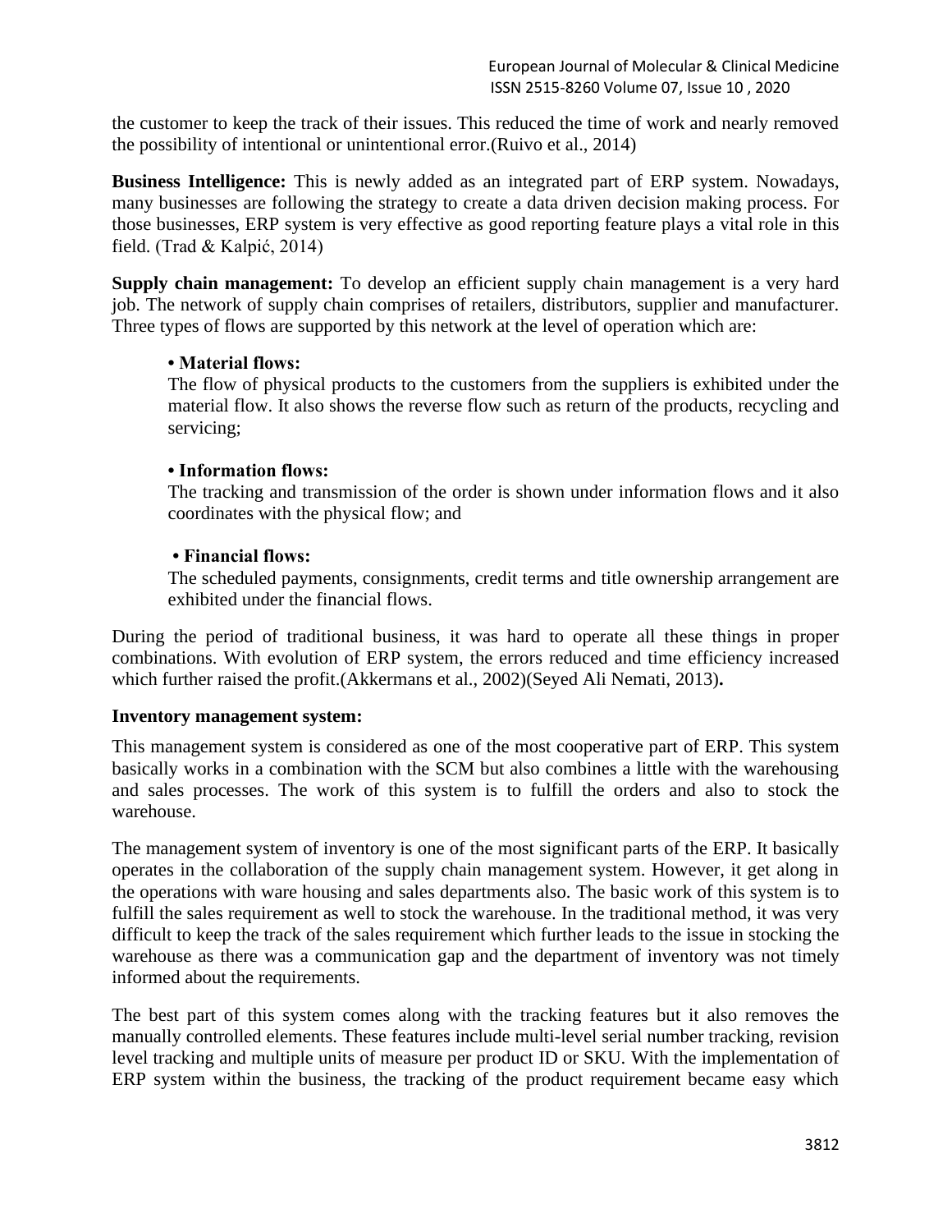the customer to keep the track of their issues. This reduced the time of work and nearly removed the possibility of intentional or unintentional error.(Ruivo et al., 2014)

**Business Intelligence:** This is newly added as an integrated part of ERP system. Nowadays, many businesses are following the strategy to create a data driven decision making process. For those businesses, ERP system is very effective as good reporting feature plays a vital role in this field. (Trad & Kalpić, 2014)

**Supply chain management:** To develop an efficient supply chain management is a very hard job. The network of supply chain comprises of retailers, distributors, supplier and manufacturer. Three types of flows are supported by this network at the level of operation which are:

- **Material flows:**
  The flow of physical products to the customers from the suppliers is exhibited under the material flow. It also shows the reverse flow such as return of the products, recycling and servicing;

- **Information flows:**
  The tracking and transmission of the order is shown under information flows and it also coordinates with the physical flow; and

- **Financial flows:**
  The scheduled payments, consignments, credit terms and title ownership arrangement are exhibited under the financial flows.

During the period of traditional business, it was hard to operate all these things in proper combinations. With evolution of ERP system, the errors reduced and time efficiency increased which further raised the profit.(Akkermans et al., 2002)(Seyed Ali Nemati, 2013)**.**

**Inventory management system:**

This management system is considered as one of the most cooperative part of ERP. This system basically works in a combination with the SCM but also combines a little with the warehousing and sales processes. The work of this system is to fulfill the orders and also to stock the warehouse.

The management system of inventory is one of the most significant parts of the ERP. It basically operates in the collaboration of the supply chain management system. However, it get along in the operations with ware housing and sales departments also. The basic work of this system is to fulfill the sales requirement as well to stock the warehouse. In the traditional method, it was very difficult to keep the track of the sales requirement which further leads to the issue in stocking the warehouse as there was a communication gap and the department of inventory was not timely informed about the requirements.

The best part of this system comes along with the tracking features but it also removes the manually controlled elements. These features include multi-level serial number tracking, revision level tracking and multiple units of measure per product ID or SKU. With the implementation of ERP system within the business, the tracking of the product requirement became easy which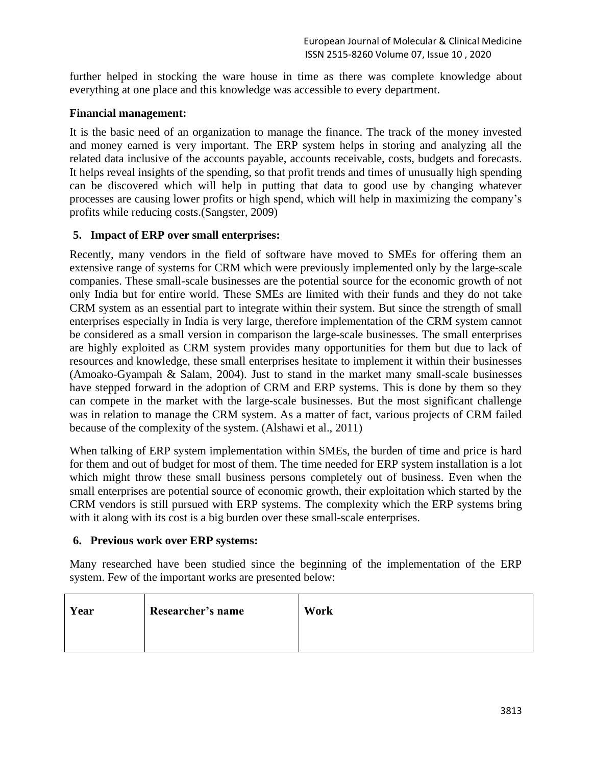further helped in stocking the ware house in time as there was complete knowledge about everything at one place and this knowledge was accessible to every department.

**Financial management:**

It is the basic need of an organization to manage the finance. The track of the money invested and money earned is very important. The ERP system helps in storing and analyzing all the related data inclusive of the accounts payable, accounts receivable, costs, budgets and forecasts. It helps reveal insights of the spending, so that profit trends and times of unusually high spending can be discovered which will help in putting that data to good use by changing whatever processes are causing lower profits or high spend, which will help in maximizing the company's profits while reducing costs.(Sangster, 2009)

## 5. Impact of ERP over small enterprises:

Recently, many vendors in the field of software have moved to SMEs for offering them an extensive range of systems for CRM which were previously implemented only by the large-scale companies. These small-scale businesses are the potential source for the economic growth of not only India but for entire world. These SMEs are limited with their funds and they do not take CRM system as an essential part to integrate within their system. But since the strength of small enterprises especially in India is very large, therefore implementation of the CRM system cannot be considered as a small version in comparison the large-scale businesses. The small enterprises are highly exploited as CRM system provides many opportunities for them but due to lack of resources and knowledge, these small enterprises hesitate to implement it within their businesses (Amoako-Gyampah & Salam, 2004). Just to stand in the market many small-scale businesses have stepped forward in the adoption of CRM and ERP systems. This is done by them so they can compete in the market with the large-scale businesses. But the most significant challenge was in relation to manage the CRM system. As a matter of fact, various projects of CRM failed because of the complexity of the system. (Alshawi et al., 2011)

When talking of ERP system implementation within SMEs, the burden of time and price is hard for them and out of budget for most of them. The time needed for ERP system installation is a lot which might throw these small business persons completely out of business. Even when the small enterprises are potential source of economic growth, their exploitation which started by the CRM vendors is still pursued with ERP systems. The complexity which the ERP systems bring with it along with its cost is a big burden over these small-scale enterprises.

## 6. Previous work over ERP systems:

Many researched have been studied since the beginning of the implementation of the ERP system. Few of the important works are presented below:

| Year | Researcher's name | Work |
| --- | --- | --- |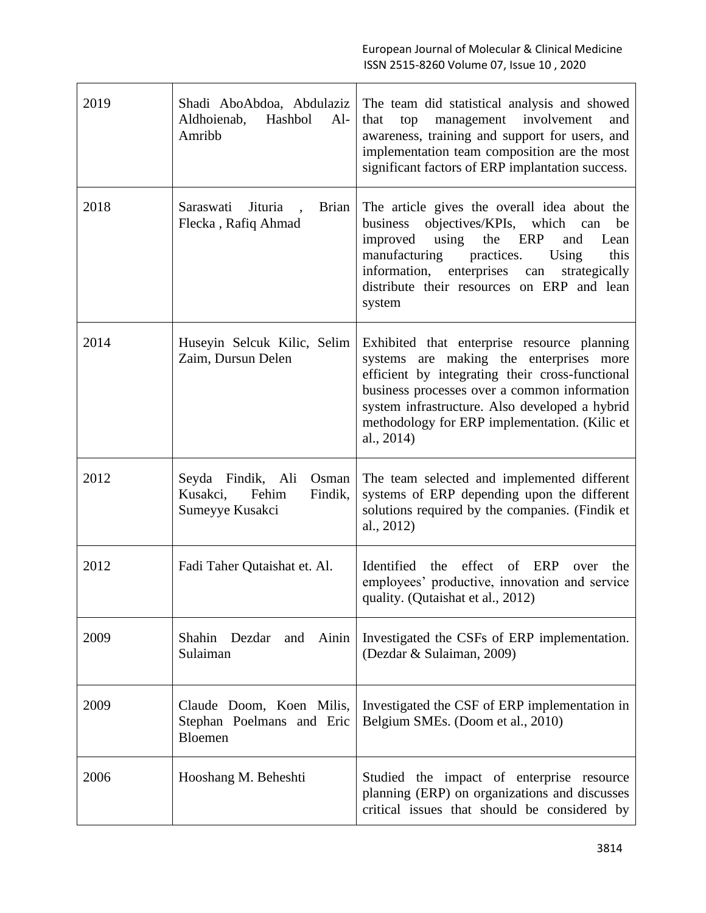| | | |
|---|---|---|
| 2019 | Shadi AboAbdoa, Abdulaziz Aldhoienab, Hashbol Al-Amribb | The team did statistical analysis and showed that top management involvement and awareness, training and support for users, and implementation team composition are the most significant factors of ERP implantation success. |
| 2018 | Saraswati Jituria , Brian Flecka , Rafiq Ahmad | The article gives the overall idea about the business objectives/KPIs, which can be improved using the ERP and Lean manufacturing practices. Using this information, enterprises can strategically distribute their resources on ERP and lean system |
| 2014 | Huseyin Selcuk Kilic, Selim Zaim, Dursun Delen | Exhibited that enterprise resource planning systems are making the enterprises more efficient by integrating their cross-functional business processes over a common information system infrastructure. Also developed a hybrid methodology for ERP implementation. (Kilic et al., 2014) |
| 2012 | Seyda Findik, Ali Osman Kusakci, Fehim Findik, Sumeyye Kusakci | The team selected and implemented different systems of ERP depending upon the different solutions required by the companies. (Findik et al., 2012) |
| 2012 | Fadi Taher Qutaishat et. Al. | Identified the effect of ERP over the employees' productive, innovation and service quality. (Qutaishat et al., 2012) |
| 2009 | Shahin Dezdar and Ainin Sulaiman | Investigated the CSFs of ERP implementation. (Dezdar & Sulaiman, 2009) |
| 2009 | Claude Doom, Koen Milis, Stephan Poelmans and Eric Bloemen | Investigated the CSF of ERP implementation in Belgium SMEs. (Doom et al., 2010) |
| 2006 | Hooshang M. Beheshti | Studied the impact of enterprise resource planning (ERP) on organizations and discusses critical issues that should be considered by |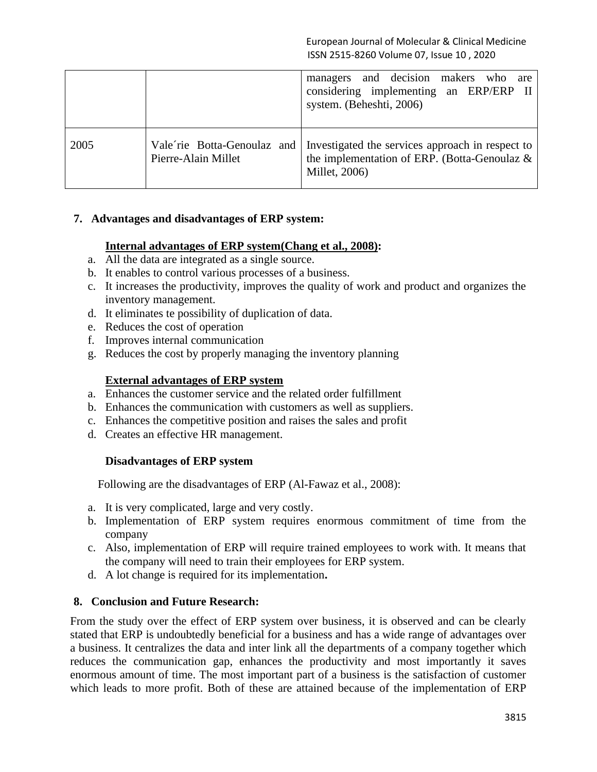|  |  | managers and decision makers who are considering implementing an ERP/ERP II system. (Beheshti, 2006) |
| --- | --- | --- |
| 2005 | Vale´rie Botta-Genoulaz and Pierre-Alain Millet | Investigated the services approach in respect to the implementation of ERP. (Botta-Genoulaz & Millet, 2006) |

## 7. Advantages and disadvantages of ERP system:

**Internal advantages of ERP system(Chang et al., 2008):**

a. All the data are integrated as a single source.
b. It enables to control various processes of a business.
c. It increases the productivity, improves the quality of work and product and organizes the inventory management.
d. It eliminates te possibility of duplication of data.
e. Reduces the cost of operation
f. Improves internal communication
g. Reduces the cost by properly managing the inventory planning

**External advantages of ERP system**

a. Enhances the customer service and the related order fulfillment
b. Enhances the communication with customers as well as suppliers.
c. Enhances the competitive position and raises the sales and profit
d. Creates an effective HR management.

**Disadvantages of ERP system**

Following are the disadvantages of ERP (Al-Fawaz et al., 2008):

a. It is very complicated, large and very costly.
b. Implementation of ERP system requires enormous commitment of time from the company
c. Also, implementation of ERP will require trained employees to work with. It means that the company will need to train their employees for ERP system.
d. A lot change is required for its implementation**.**

## 8. Conclusion and Future Research:

From the study over the effect of ERP system over business, it is observed and can be clearly stated that ERP is undoubtedly beneficial for a business and has a wide range of advantages over a business. It centralizes the data and inter link all the departments of a company together which reduces the communication gap, enhances the productivity and most importantly it saves enormous amount of time. The most important part of a business is the satisfaction of customer which leads to more profit. Both of these are attained because of the implementation of ERP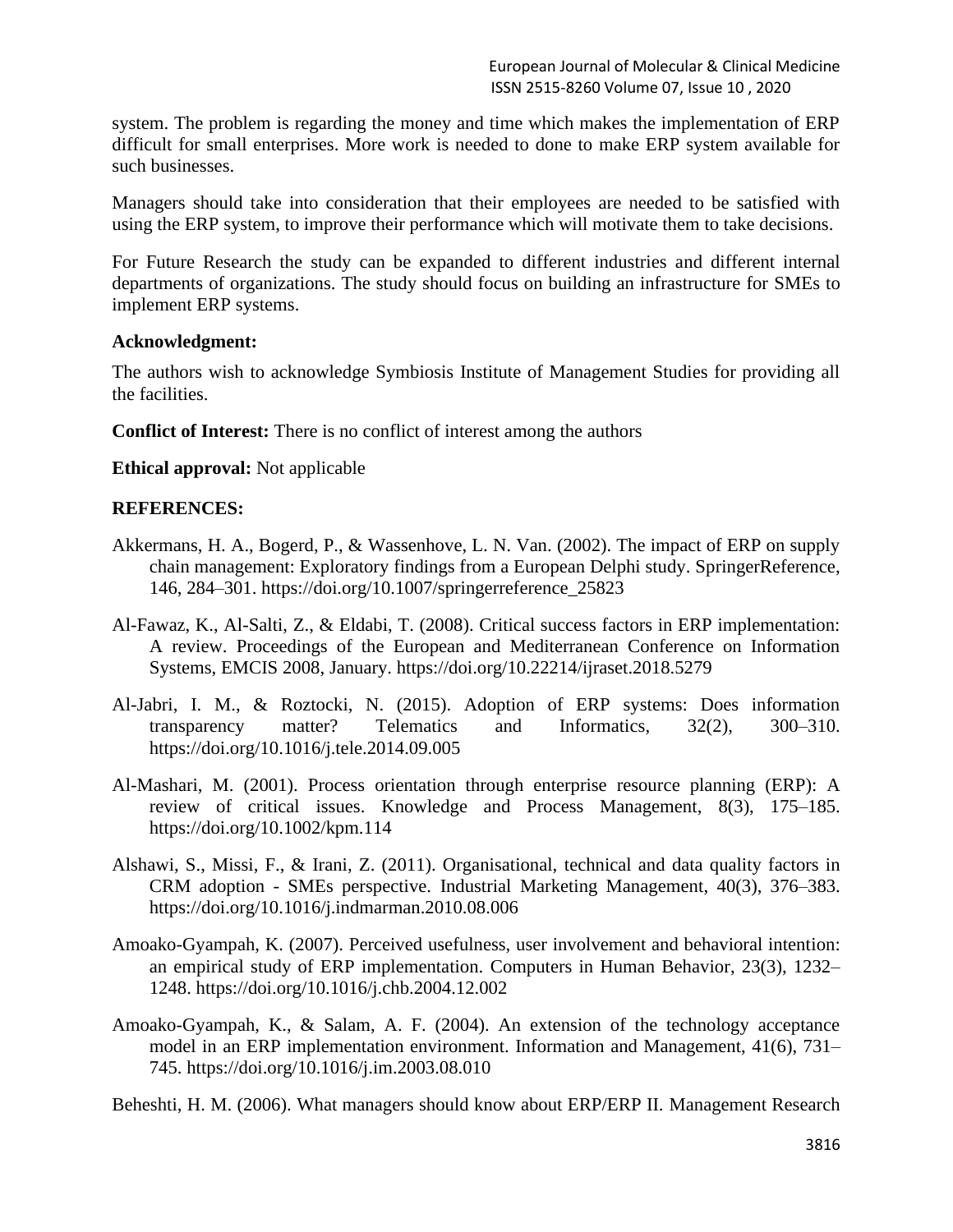system. The problem is regarding the money and time which makes the implementation of ERP difficult for small enterprises. More work is needed to done to make ERP system available for such businesses.

Managers should take into consideration that their employees are needed to be satisfied with using the ERP system, to improve their performance which will motivate them to take decisions.

For Future Research the study can be expanded to different industries and different internal departments of organizations. The study should focus on building an infrastructure for SMEs to implement ERP systems.

**Acknowledgment:**

The authors wish to acknowledge Symbiosis Institute of Management Studies for providing all the facilities.

**Conflict of Interest:** There is no conflict of interest among the authors

**Ethical approval:** Not applicable

**REFERENCES:**

Akkermans, H. A., Bogerd, P., & Wassenhove, L. N. Van. (2002). The impact of ERP on supply chain management: Exploratory findings from a European Delphi study. SpringerReference, 146, 284–301. https://doi.org/10.1007/springerreference_25823

Al-Fawaz, K., Al-Salti, Z., & Eldabi, T. (2008). Critical success factors in ERP implementation: A review. Proceedings of the European and Mediterranean Conference on Information Systems, EMCIS 2008, January. https://doi.org/10.22214/ijraset.2018.5279

Al-Jabri, I. M., & Roztocki, N. (2015). Adoption of ERP systems: Does information transparency matter? Telematics and Informatics, 32(2), 300–310. https://doi.org/10.1016/j.tele.2014.09.005

Al-Mashari, M. (2001). Process orientation through enterprise resource planning (ERP): A review of critical issues. Knowledge and Process Management, 8(3), 175–185. https://doi.org/10.1002/kpm.114

Alshawi, S., Missi, F., & Irani, Z. (2011). Organisational, technical and data quality factors in CRM adoption - SMEs perspective. Industrial Marketing Management, 40(3), 376–383. https://doi.org/10.1016/j.indmarman.2010.08.006

Amoako-Gyampah, K. (2007). Perceived usefulness, user involvement and behavioral intention: an empirical study of ERP implementation. Computers in Human Behavior, 23(3), 1232–1248. https://doi.org/10.1016/j.chb.2004.12.002

Amoako-Gyampah, K., & Salam, A. F. (2004). An extension of the technology acceptance model in an ERP implementation environment. Information and Management, 41(6), 731–745. https://doi.org/10.1016/j.im.2003.08.010

Beheshti, H. M. (2006). What managers should know about ERP/ERP II. Management Research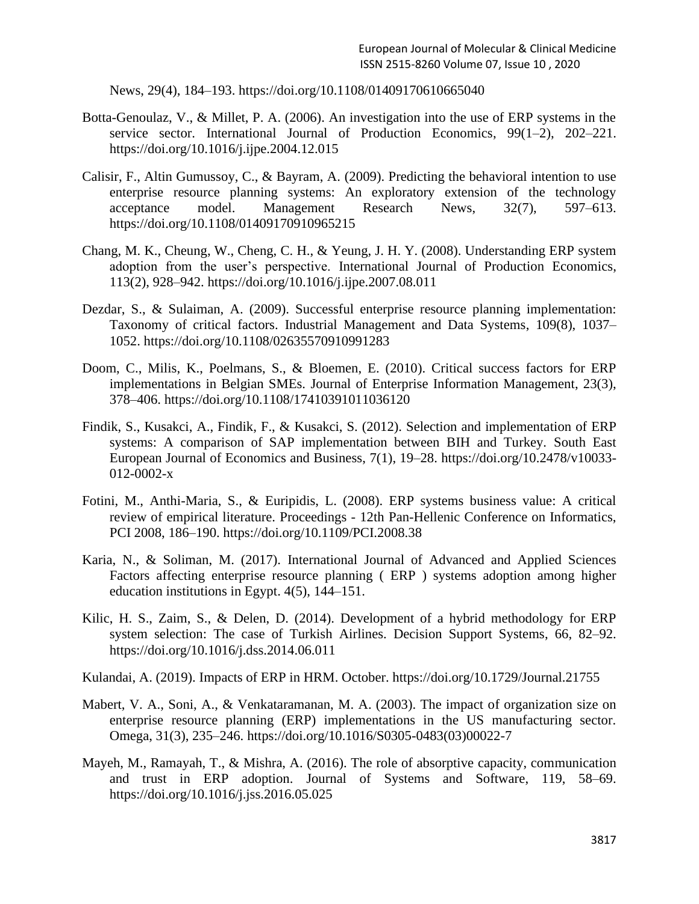News, 29(4), 184–193. https://doi.org/10.1108/01409170610665040

Botta-Genoulaz, V., & Millet, P. A. (2006). An investigation into the use of ERP systems in the service sector. International Journal of Production Economics, 99(1–2), 202–221. https://doi.org/10.1016/j.ijpe.2004.12.015

Calisir, F., Altin Gumussoy, C., & Bayram, A. (2009). Predicting the behavioral intention to use enterprise resource planning systems: An exploratory extension of the technology acceptance model. Management Research News, 32(7), 597–613. https://doi.org/10.1108/01409170910965215

Chang, M. K., Cheung, W., Cheng, C. H., & Yeung, J. H. Y. (2008). Understanding ERP system adoption from the user's perspective. International Journal of Production Economics, 113(2), 928–942. https://doi.org/10.1016/j.ijpe.2007.08.011

Dezdar, S., & Sulaiman, A. (2009). Successful enterprise resource planning implementation: Taxonomy of critical factors. Industrial Management and Data Systems, 109(8), 1037–1052. https://doi.org/10.1108/02635570910991283

Doom, C., Milis, K., Poelmans, S., & Bloemen, E. (2010). Critical success factors for ERP implementations in Belgian SMEs. Journal of Enterprise Information Management, 23(3), 378–406. https://doi.org/10.1108/17410391011036120

Findik, S., Kusakci, A., Findik, F., & Kusakci, S. (2012). Selection and implementation of ERP systems: A comparison of SAP implementation between BIH and Turkey. South East European Journal of Economics and Business, 7(1), 19–28. https://doi.org/10.2478/v10033-012-0002-x

Fotini, M., Anthi-Maria, S., & Euripidis, L. (2008). ERP systems business value: A critical review of empirical literature. Proceedings - 12th Pan-Hellenic Conference on Informatics, PCI 2008, 186–190. https://doi.org/10.1109/PCI.2008.38

Karia, N., & Soliman, M. (2017). International Journal of Advanced and Applied Sciences Factors affecting enterprise resource planning ( ERP ) systems adoption among higher education institutions in Egypt. 4(5), 144–151.

Kilic, H. S., Zaim, S., & Delen, D. (2014). Development of a hybrid methodology for ERP system selection: The case of Turkish Airlines. Decision Support Systems, 66, 82–92. https://doi.org/10.1016/j.dss.2014.06.011

Kulandai, A. (2019). Impacts of ERP in HRM. October. https://doi.org/10.1729/Journal.21755

Mabert, V. A., Soni, A., & Venkataramanan, M. A. (2003). The impact of organization size on enterprise resource planning (ERP) implementations in the US manufacturing sector. Omega, 31(3), 235–246. https://doi.org/10.1016/S0305-0483(03)00022-7

Mayeh, M., Ramayah, T., & Mishra, A. (2016). The role of absorptive capacity, communication and trust in ERP adoption. Journal of Systems and Software, 119, 58–69. https://doi.org/10.1016/j.jss.2016.05.025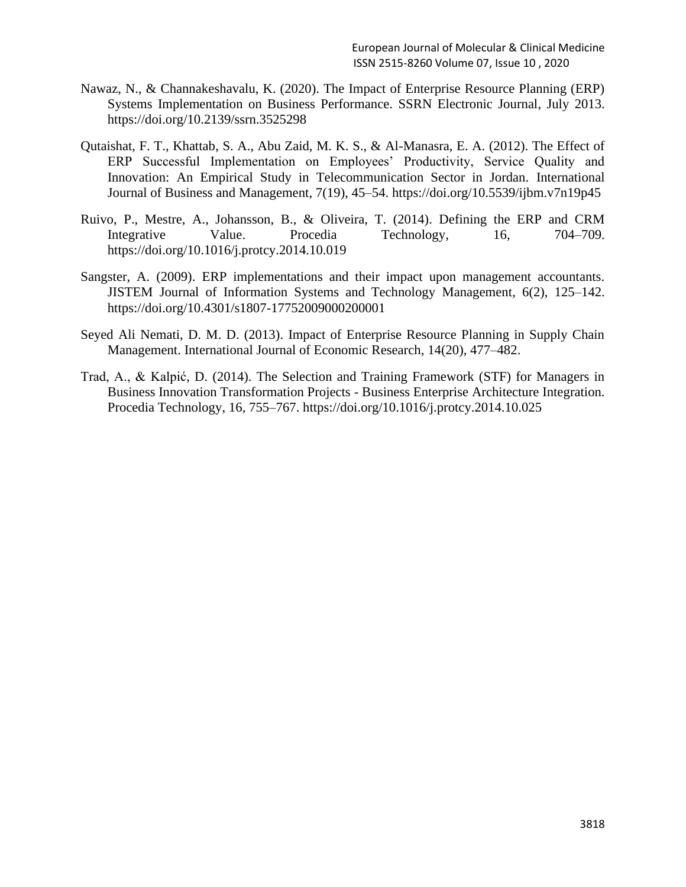Nawaz, N., & Channakeshavalu, K. (2020). The Impact of Enterprise Resource Planning (ERP) Systems Implementation on Business Performance. SSRN Electronic Journal, July 2013. https://doi.org/10.2139/ssrn.3525298

Qutaishat, F. T., Khattab, S. A., Abu Zaid, M. K. S., & Al-Manasra, E. A. (2012). The Effect of ERP Successful Implementation on Employees' Productivity, Service Quality and Innovation: An Empirical Study in Telecommunication Sector in Jordan. International Journal of Business and Management, 7(19), 45–54. https://doi.org/10.5539/ijbm.v7n19p45

Ruivo, P., Mestre, A., Johansson, B., & Oliveira, T. (2014). Defining the ERP and CRM Integrative Value. Procedia Technology, 16, 704–709. https://doi.org/10.1016/j.protcy.2014.10.019

Sangster, A. (2009). ERP implementations and their impact upon management accountants. JISTEM Journal of Information Systems and Technology Management, 6(2), 125–142. https://doi.org/10.4301/s1807-17752009000200001

Seyed Ali Nemati, D. M. D. (2013). Impact of Enterprise Resource Planning in Supply Chain Management. International Journal of Economic Research, 14(20), 477–482.

Trad, A., & Kalpić, D. (2014). The Selection and Training Framework (STF) for Managers in Business Innovation Transformation Projects - Business Enterprise Architecture Integration. Procedia Technology, 16, 755–767. https://doi.org/10.1016/j.protcy.2014.10.025